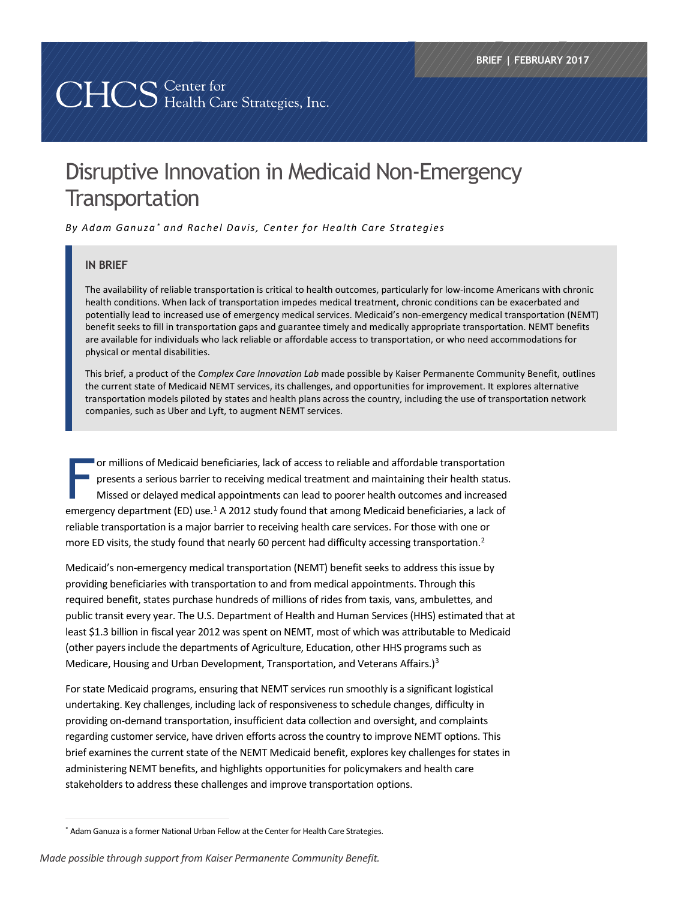BRIEF | FEBRUARY 2017

CHCS Center for Health Care Strategies, Inc.

# Disruptive Innovation in Medicaid Non-Emergency Transportation

*By Adam Ganuza* and Rachel Davis, Center for Health Care Strategies*

**IN BRIEF**

The availability of reliable transportation is critical to health outcomes, particularly for low-income Americans with chronic health conditions. When lack of transportation impedes medical treatment, chronic conditions can be exacerbated and potentially lead to increased use of emergency medical services. Medicaid's non-emergency medical transportation (NEMT) benefit seeks to fill in transportation gaps and guarantee timely and medically appropriate transportation. NEMT benefits are available for individuals who lack reliable or affordable access to transportation, or who need accommodations for physical or mental disabilities.

This brief, a product of the *Complex Care Innovation Lab* made possible by Kaiser Permanente Community Benefit, outlines the current state of Medicaid NEMT services, its challenges, and opportunities for improvement. It explores alternative transportation models piloted by states and health plans across the country, including the use of transportation network companies, such as Uber and Lyft, to augment NEMT services.

For millions of Medicaid beneficiaries, lack of access to reliable and affordable transportation presents a serious barrier to receiving medical treatment and maintaining their health status. Missed or delayed medical appointments can lead to poorer health outcomes and increased emergency department (ED) use.[1] A 2012 study found that among Medicaid beneficiaries, a lack of reliable transportation is a major barrier to receiving health care services. For those with one or more ED visits, the study found that nearly 60 percent had difficulty accessing transportation.[2]

Medicaid's non-emergency medical transportation (NEMT) benefit seeks to address this issue by providing beneficiaries with transportation to and from medical appointments. Through this required benefit, states purchase hundreds of millions of rides from taxis, vans, ambulettes, and public transit every year. The U.S. Department of Health and Human Services (HHS) estimated that at least $1.3 billion in fiscal year 2012 was spent on NEMT, most of which was attributable to Medicaid (other payers include the departments of Agriculture, Education, other HHS programs such as Medicare, Housing and Urban Development, Transportation, and Veterans Affairs.)[3]

For state Medicaid programs, ensuring that NEMT services run smoothly is a significant logistical undertaking. Key challenges, including lack of responsiveness to schedule changes, difficulty in providing on-demand transportation, insufficient data collection and oversight, and complaints regarding customer service, have driven efforts across the country to improve NEMT options. This brief examines the current state of the NEMT Medicaid benefit, explores key challenges for states in administering NEMT benefits, and highlights opportunities for policymakers and health care stakeholders to address these challenges and improve transportation options.

* Adam Ganuza is a former National Urban Fellow at the Center for Health Care Strategies.

*Made possible through support from Kaiser Permanente Community Benefit.*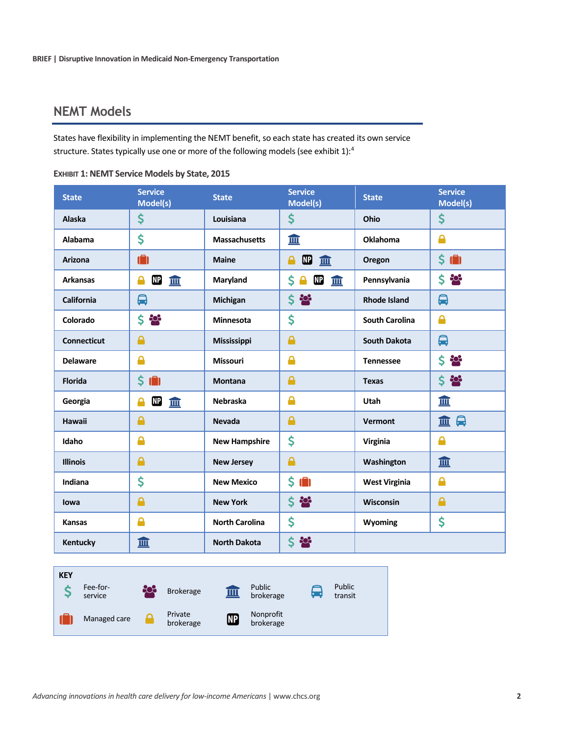## NEMT Models

States have flexibility in implementing the NEMT benefit, so each state has created its own service structure. States typically use one or more of the following models (see exhibit 1):[4]

**Exhibit 1: NEMT Service Models by State, 2015**

| State | Service Model(s) | State | Service Model(s) | State | Service Model(s) |
|---|---|---|---|---|---|
| Alaska | Fee-for-service | Louisiana | Fee-for-service | Ohio | Fee-for-service |
| Alabama | Fee-for-service | Massachusetts | Public brokerage | Oklahoma | Private brokerage |
| Arizona | Managed care | Maine | Private brokerage, Nonprofit brokerage, Public brokerage | Oregon | Fee-for-service, Managed care |
| Arkansas | Private brokerage, Nonprofit brokerage, Public brokerage | Maryland | Fee-for-service, Private brokerage, Nonprofit brokerage, Public brokerage | Pennsylvania | Fee-for-service, Brokerage |
| California | Public transit | Michigan | Fee-for-service, Brokerage | Rhode Island | Public transit |
| Colorado | Fee-for-service, Brokerage | Minnesota | Fee-for-service | South Carolina | Private brokerage |
| Connecticut | Private brokerage | Mississippi | Private brokerage | South Dakota | Public transit |
| Delaware | Private brokerage | Missouri | Private brokerage | Tennessee | Fee-for-service, Brokerage |
| Florida | Fee-for-service, Managed care | Montana | Private brokerage | Texas | Fee-for-service, Brokerage |
| Georgia | Private brokerage, Nonprofit brokerage, Public brokerage | Nebraska | Private brokerage | Utah | Public brokerage |
| Hawaii | Private brokerage | Nevada | Private brokerage | Vermont | Public brokerage, Public transit |
| Idaho | Private brokerage | New Hampshire | Fee-for-service | Virginia | Private brokerage |
| Illinois | Private brokerage | New Jersey | Private brokerage | Washington | Public brokerage |
| Indiana | Fee-for-service | New Mexico | Fee-for-service, Managed care | West Virginia | Private brokerage |
| Iowa | Private brokerage | New York | Fee-for-service, Brokerage | Wisconsin | Private brokerage |
| Kansas | Private brokerage | North Carolina | Fee-for-service | Wyoming | Fee-for-service |
| Kentucky | Public brokerage | North Dakota | Fee-for-service, Brokerage | | |

**KEY**

- $ Fee-for-service
- Brokerage
- Public brokerage
- Public transit
- Managed care
- Private brokerage
- NP Nonprofit brokerage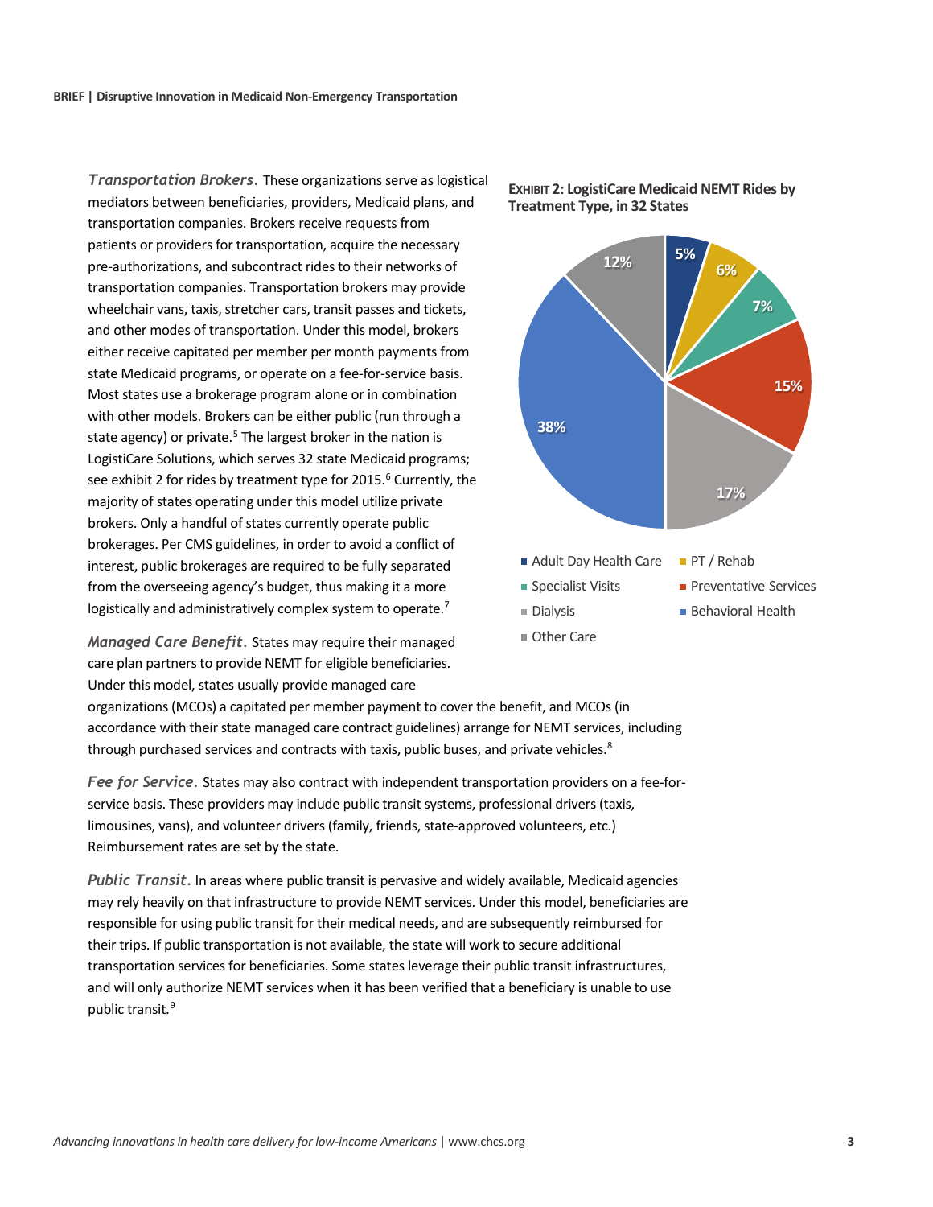*Transportation Brokers*. These organizations serve as logistical mediators between beneficiaries, providers, Medicaid plans, and transportation companies. Brokers receive requests from patients or providers for transportation, acquire the necessary pre-authorizations, and subcontract rides to their networks of transportation companies. Transportation brokers may provide wheelchair vans, taxis, stretcher cars, transit passes and tickets, and other modes of transportation. Under this model, brokers either receive capitated per member per month payments from state Medicaid programs, or operate on a fee-for-service basis. Most states use a brokerage program alone or in combination with other models. Brokers can be either public (run through a state agency) or private.[5] The largest broker in the nation is LogistiCare Solutions, which serves 32 state Medicaid programs; see exhibit 2 for rides by treatment type for 2015.[6] Currently, the majority of states operating under this model utilize private brokers. Only a handful of states currently operate public brokerages. Per CMS guidelines, in order to avoid a conflict of interest, public brokerages are required to be fully separated from the overseeing agency's budget, thus making it a more logistically and administratively complex system to operate.[7]

**EXHIBIT 2: LogistiCare Medicaid NEMT Rides by Treatment Type, in 32 States**

| Treatment Type | Share of Rides |
|---|---|
| Adult Day Health Care | 5% |
| PT / Rehab | 6% |
| Specialist Visits | 7% |
| Preventative Services | 15% |
| Dialysis | 17% |
| Behavioral Health | 38% |
| Other Care | 12% |

*Managed Care Benefit*. States may require their managed care plan partners to provide NEMT for eligible beneficiaries. Under this model, states usually provide managed care organizations (MCOs) a capitated per member payment to cover the benefit, and MCOs (in accordance with their state managed care contract guidelines) arrange for NEMT services, including through purchased services and contracts with taxis, public buses, and private vehicles.[8]

*Fee for Service*. States may also contract with independent transportation providers on a fee-for-service basis. These providers may include public transit systems, professional drivers (taxis, limousines, vans), and volunteer drivers (family, friends, state-approved volunteers, etc.) Reimbursement rates are set by the state.

*Public Transit*. In areas where public transit is pervasive and widely available, Medicaid agencies may rely heavily on that infrastructure to provide NEMT services. Under this model, beneficiaries are responsible for using public transit for their medical needs, and are subsequently reimbursed for their trips. If public transportation is not available, the state will work to secure additional transportation services for beneficiaries. Some states leverage their public transit infrastructures, and will only authorize NEMT services when it has been verified that a beneficiary is unable to use public transit.[9]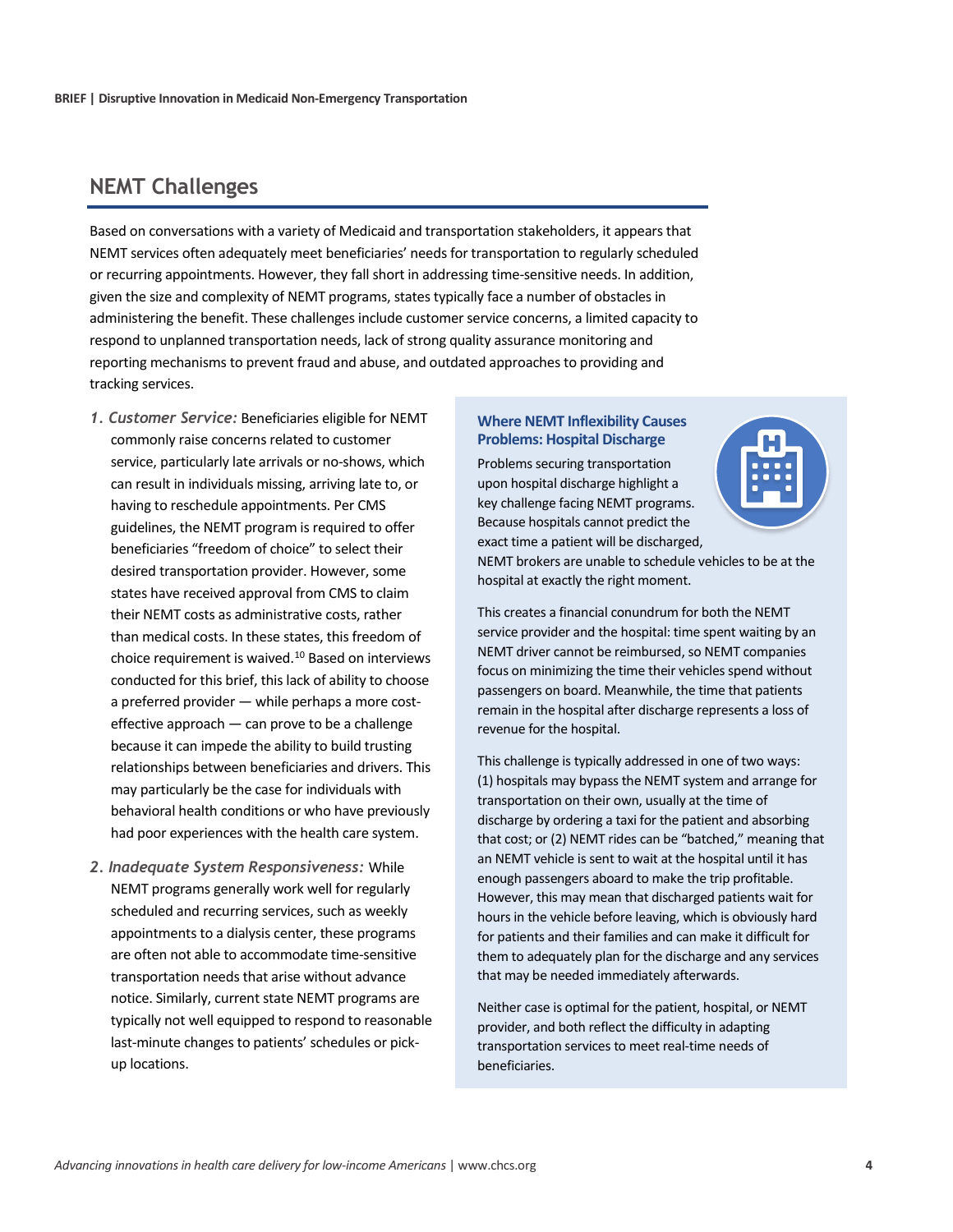## NEMT Challenges

Based on conversations with a variety of Medicaid and transportation stakeholders, it appears that NEMT services often adequately meet beneficiaries' needs for transportation to regularly scheduled or recurring appointments. However, they fall short in addressing time-sensitive needs. In addition, given the size and complexity of NEMT programs, states typically face a number of obstacles in administering the benefit. These challenges include customer service concerns, a limited capacity to respond to unplanned transportation needs, lack of strong quality assurance monitoring and reporting mechanisms to prevent fraud and abuse, and outdated approaches to providing and tracking services.

1. ***Customer Service:*** Beneficiaries eligible for NEMT commonly raise concerns related to customer service, particularly late arrivals or no-shows, which can result in individuals missing, arriving late to, or having to reschedule appointments. Per CMS guidelines, the NEMT program is required to offer beneficiaries "freedom of choice" to select their desired transportation provider. However, some states have received approval from CMS to claim their NEMT costs as administrative costs, rather than medical costs. In these states, this freedom of choice requirement is waived.[10] Based on interviews conducted for this brief, this lack of ability to choose a preferred provider — while perhaps a more cost-effective approach — can prove to be a challenge because it can impede the ability to build trusting relationships between beneficiaries and drivers. This may particularly be the case for individuals with behavioral health conditions or who have previously had poor experiences with the health care system.

2. ***Inadequate System Responsiveness:*** While NEMT programs generally work well for regularly scheduled and recurring services, such as weekly appointments to a dialysis center, these programs are often not able to accommodate time-sensitive transportation needs that arise without advance notice. Similarly, current state NEMT programs are typically not well equipped to respond to reasonable last-minute changes to patients' schedules or pick-up locations.

### Where NEMT Inflexibility Causes Problems: Hospital Discharge

Problems securing transportation upon hospital discharge highlight a key challenge facing NEMT programs. Because hospitals cannot predict the exact time a patient will be discharged, NEMT brokers are unable to schedule vehicles to be at the hospital at exactly the right moment.

This creates a financial conundrum for both the NEMT service provider and the hospital: time spent waiting by an NEMT driver cannot be reimbursed, so NEMT companies focus on minimizing the time their vehicles spend without passengers on board. Meanwhile, the time that patients remain in the hospital after discharge represents a loss of revenue for the hospital.

This challenge is typically addressed in one of two ways: (1) hospitals may bypass the NEMT system and arrange for transportation on their own, usually at the time of discharge by ordering a taxi for the patient and absorbing that cost; or (2) NEMT rides can be "batched," meaning that an NEMT vehicle is sent to wait at the hospital until it has enough passengers aboard to make the trip profitable. However, this may mean that discharged patients wait for hours in the vehicle before leaving, which is obviously hard for patients and their families and can make it difficult for them to adequately plan for the discharge and any services that may be needed immediately afterwards.

Neither case is optimal for the patient, hospital, or NEMT provider, and both reflect the difficulty in adapting transportation services to meet real-time needs of beneficiaries.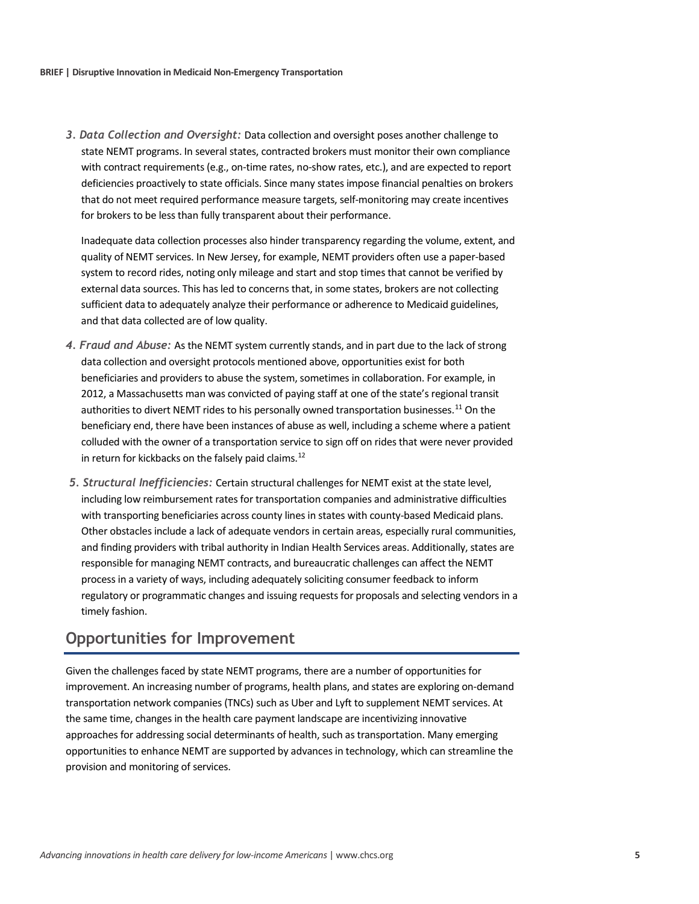3. ***Data Collection and Oversight:*** Data collection and oversight poses another challenge to state NEMT programs. In several states, contracted brokers must monitor their own compliance with contract requirements (e.g., on-time rates, no-show rates, etc.), and are expected to report deficiencies proactively to state officials. Since many states impose financial penalties on brokers that do not meet required performance measure targets, self-monitoring may create incentives for brokers to be less than fully transparent about their performance.

   Inadequate data collection processes also hinder transparency regarding the volume, extent, and quality of NEMT services. In New Jersey, for example, NEMT providers often use a paper-based system to record rides, noting only mileage and start and stop times that cannot be verified by external data sources. This has led to concerns that, in some states, brokers are not collecting sufficient data to adequately analyze their performance or adherence to Medicaid guidelines, and that data collected are of low quality.

4. ***Fraud and Abuse:*** As the NEMT system currently stands, and in part due to the lack of strong data collection and oversight protocols mentioned above, opportunities exist for both beneficiaries and providers to abuse the system, sometimes in collaboration. For example, in 2012, a Massachusetts man was convicted of paying staff at one of the state's regional transit authorities to divert NEMT rides to his personally owned transportation businesses.[11] On the beneficiary end, there have been instances of abuse as well, including a scheme where a patient colluded with the owner of a transportation service to sign off on rides that were never provided in return for kickbacks on the falsely paid claims.[12]

5. ***Structural Inefficiencies:*** Certain structural challenges for NEMT exist at the state level, including low reimbursement rates for transportation companies and administrative difficulties with transporting beneficiaries across county lines in states with county-based Medicaid plans. Other obstacles include a lack of adequate vendors in certain areas, especially rural communities, and finding providers with tribal authority in Indian Health Services areas. Additionally, states are responsible for managing NEMT contracts, and bureaucratic challenges can affect the NEMT process in a variety of ways, including adequately soliciting consumer feedback to inform regulatory or programmatic changes and issuing requests for proposals and selecting vendors in a timely fashion.

## Opportunities for Improvement

Given the challenges faced by state NEMT programs, there are a number of opportunities for improvement. An increasing number of programs, health plans, and states are exploring on-demand transportation network companies (TNCs) such as Uber and Lyft to supplement NEMT services. At the same time, changes in the health care payment landscape are incentivizing innovative approaches for addressing social determinants of health, such as transportation. Many emerging opportunities to enhance NEMT are supported by advances in technology, which can streamline the provision and monitoring of services.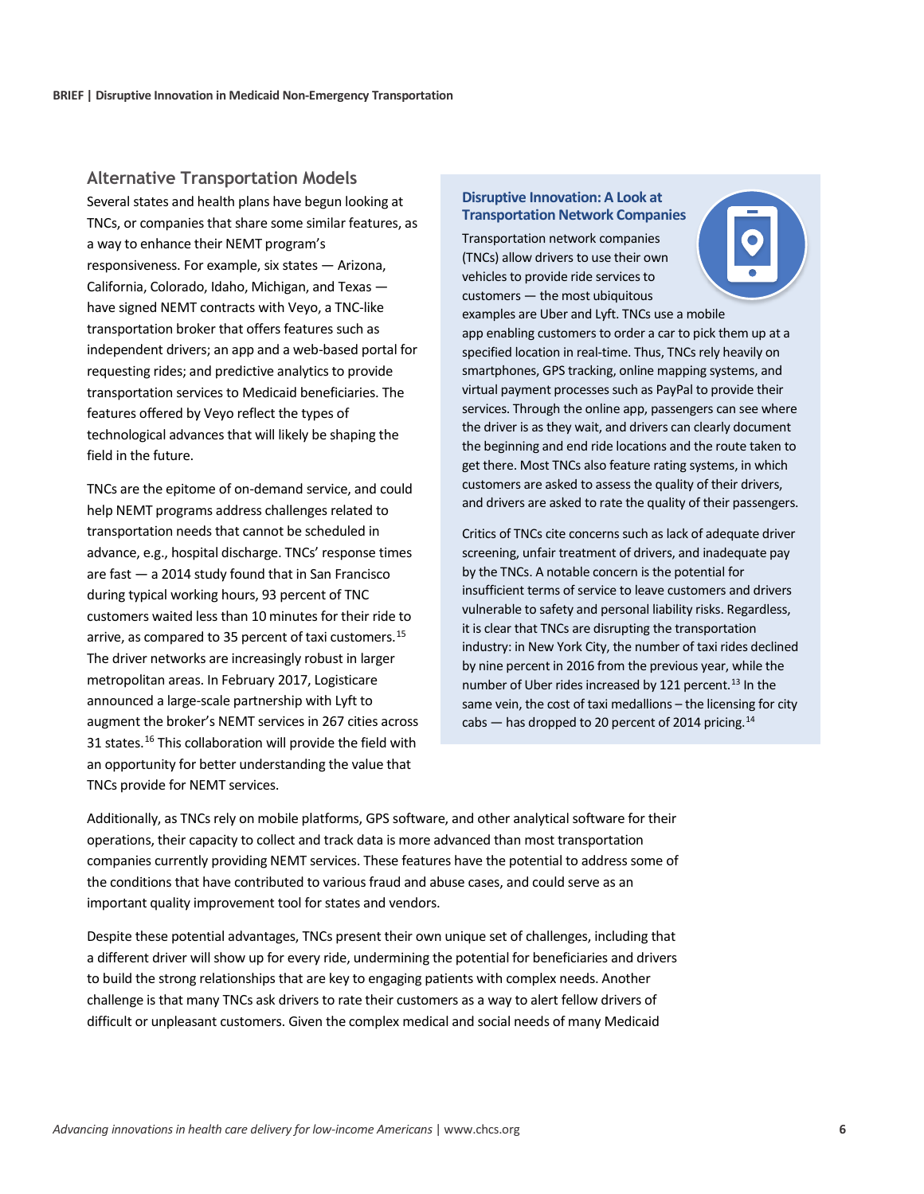## Alternative Transportation Models

Several states and health plans have begun looking at TNCs, or companies that share some similar features, as a way to enhance their NEMT program's responsiveness. For example, six states — Arizona, California, Colorado, Idaho, Michigan, and Texas — have signed NEMT contracts with Veyo, a TNC-like transportation broker that offers features such as independent drivers; an app and a web-based portal for requesting rides; and predictive analytics to provide transportation services to Medicaid beneficiaries. The features offered by Veyo reflect the types of technological advances that will likely be shaping the field in the future.

TNCs are the epitome of on-demand service, and could help NEMT programs address challenges related to transportation needs that cannot be scheduled in advance, e.g., hospital discharge. TNCs' response times are fast — a 2014 study found that in San Francisco during typical working hours, 93 percent of TNC customers waited less than 10 minutes for their ride to arrive, as compared to 35 percent of taxi customers.[15] The driver networks are increasingly robust in larger metropolitan areas. In February 2017, Logisticare announced a large-scale partnership with Lyft to augment the broker's NEMT services in 267 cities across 31 states.[16] This collaboration will provide the field with an opportunity for better understanding the value that TNCs provide for NEMT services.

### Disruptive Innovation: A Look at Transportation Network Companies

Transportation network companies (TNCs) allow drivers to use their own vehicles to provide ride services to customers — the most ubiquitous examples are Uber and Lyft. TNCs use a mobile app enabling customers to order a car to pick them up at a specified location in real-time. Thus, TNCs rely heavily on smartphones, GPS tracking, online mapping systems, and virtual payment processes such as PayPal to provide their services. Through the online app, passengers can see where the driver is as they wait, and drivers can clearly document the beginning and end ride locations and the route taken to get there. Most TNCs also feature rating systems, in which customers are asked to assess the quality of their drivers, and drivers are asked to rate the quality of their passengers.

Critics of TNCs cite concerns such as lack of adequate driver screening, unfair treatment of drivers, and inadequate pay by the TNCs. A notable concern is the potential for insufficient terms of service to leave customers and drivers vulnerable to safety and personal liability risks. Regardless, it is clear that TNCs are disrupting the transportation industry: in New York City, the number of taxi rides declined by nine percent in 2016 from the previous year, while the number of Uber rides increased by 121 percent.[13] In the same vein, the cost of taxi medallions – the licensing for city cabs — has dropped to 20 percent of 2014 pricing.[14]

Additionally, as TNCs rely on mobile platforms, GPS software, and other analytical software for their operations, their capacity to collect and track data is more advanced than most transportation companies currently providing NEMT services. These features have the potential to address some of the conditions that have contributed to various fraud and abuse cases, and could serve as an important quality improvement tool for states and vendors.

Despite these potential advantages, TNCs present their own unique set of challenges, including that a different driver will show up for every ride, undermining the potential for beneficiaries and drivers to build the strong relationships that are key to engaging patients with complex needs. Another challenge is that many TNCs ask drivers to rate their customers as a way to alert fellow drivers of difficult or unpleasant customers. Given the complex medical and social needs of many Medicaid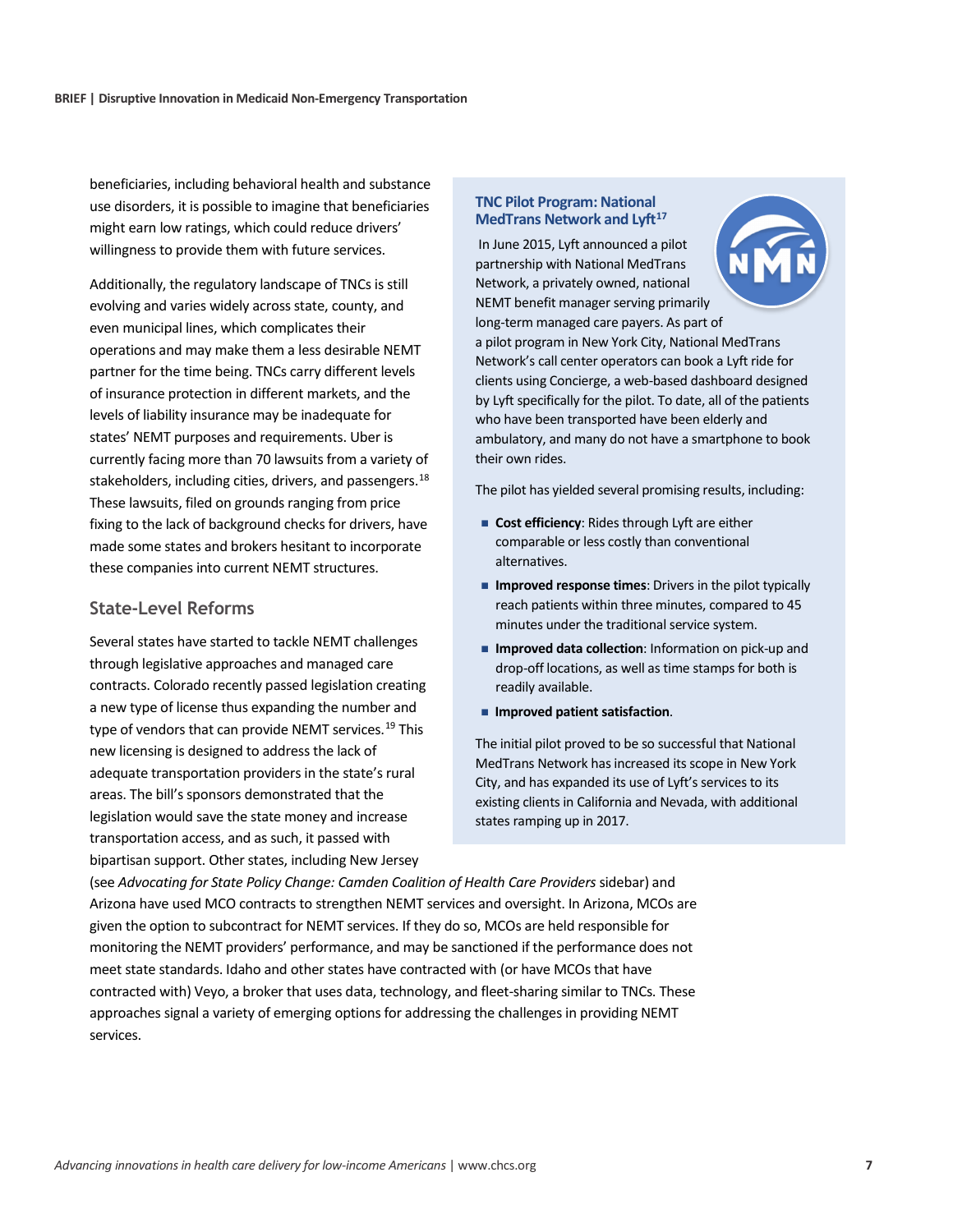beneficiaries, including behavioral health and substance use disorders, it is possible to imagine that beneficiaries might earn low ratings, which could reduce drivers' willingness to provide them with future services.

Additionally, the regulatory landscape of TNCs is still evolving and varies widely across state, county, and even municipal lines, which complicates their operations and may make them a less desirable NEMT partner for the time being. TNCs carry different levels of insurance protection in different markets, and the levels of liability insurance may be inadequate for states' NEMT purposes and requirements. Uber is currently facing more than 70 lawsuits from a variety of stakeholders, including cities, drivers, and passengers.[18] These lawsuits, filed on grounds ranging from price fixing to the lack of background checks for drivers, have made some states and brokers hesitant to incorporate these companies into current NEMT structures.

## State-Level Reforms

Several states have started to tackle NEMT challenges through legislative approaches and managed care contracts. Colorado recently passed legislation creating a new type of license thus expanding the number and type of vendors that can provide NEMT services.[19] This new licensing is designed to address the lack of adequate transportation providers in the state's rural areas. The bill's sponsors demonstrated that the legislation would save the state money and increase transportation access, and as such, it passed with bipartisan support. Other states, including New Jersey (see *Advocating for State Policy Change: Camden Coalition of Health Care Providers* sidebar) and Arizona have used MCO contracts to strengthen NEMT services and oversight. In Arizona, MCOs are given the option to subcontract for NEMT services. If they do so, MCOs are held responsible for monitoring the NEMT providers' performance, and may be sanctioned if the performance does not meet state standards. Idaho and other states have contracted with (or have MCOs that have contracted with) Veyo, a broker that uses data, technology, and fleet-sharing similar to TNCs. These approaches signal a variety of emerging options for addressing the challenges in providing NEMT services.

### TNC Pilot Program: National MedTrans Network and Lyft[17]

In June 2015, Lyft announced a pilot partnership with National MedTrans Network, a privately owned, national NEMT benefit manager serving primarily long-term managed care payers. As part of a pilot program in New York City, National MedTrans Network's call center operators can book a Lyft ride for clients using Concierge, a web-based dashboard designed by Lyft specifically for the pilot. To date, all of the patients who have been transported have been elderly and ambulatory, and many do not have a smartphone to book their own rides.

The pilot has yielded several promising results, including:

- **Cost efficiency**: Rides through Lyft are either comparable or less costly than conventional alternatives.
- **Improved response times**: Drivers in the pilot typically reach patients within three minutes, compared to 45 minutes under the traditional service system.
- **Improved data collection**: Information on pick-up and drop-off locations, as well as time stamps for both is readily available.
- **Improved patient satisfaction**.

The initial pilot proved to be so successful that National MedTrans Network has increased its scope in New York City, and has expanded its use of Lyft's services to its existing clients in California and Nevada, with additional states ramping up in 2017.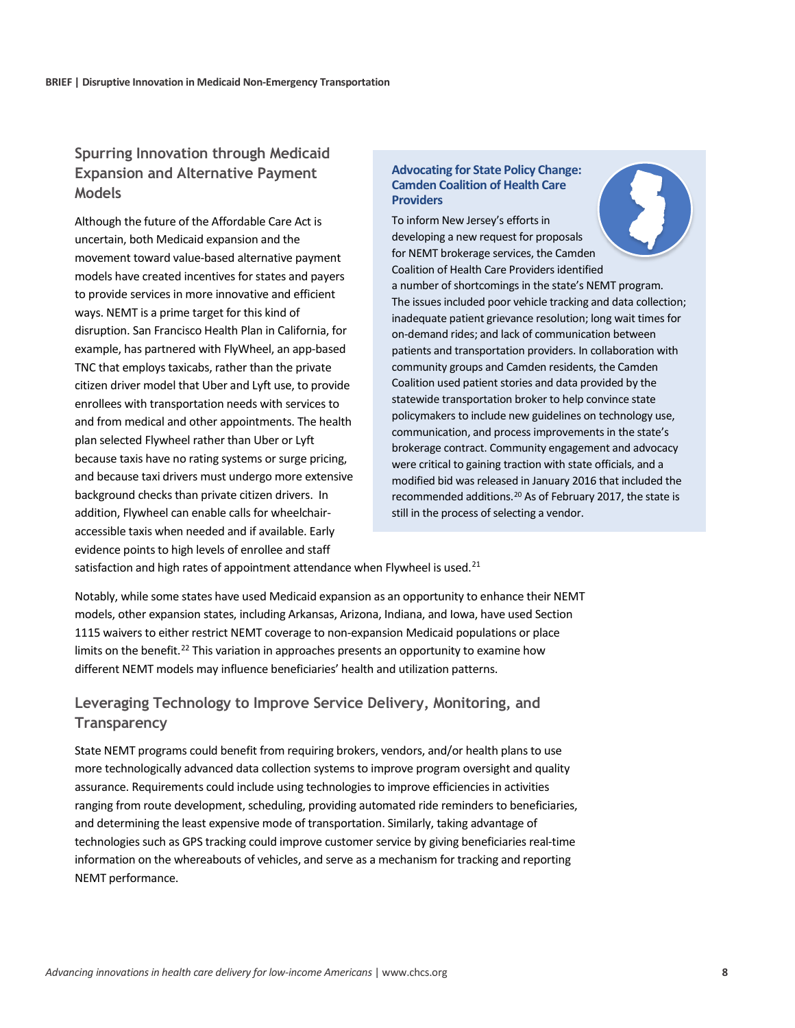## Spurring Innovation through Medicaid Expansion and Alternative Payment Models

Although the future of the Affordable Care Act is uncertain, both Medicaid expansion and the movement toward value-based alternative payment models have created incentives for states and payers to provide services in more innovative and efficient ways. NEMT is a prime target for this kind of disruption. San Francisco Health Plan in California, for example, has partnered with FlyWheel, an app-based TNC that employs taxicabs, rather than the private citizen driver model that Uber and Lyft use, to provide enrollees with transportation needs with services to and from medical and other appointments. The health plan selected Flywheel rather than Uber or Lyft because taxis have no rating systems or surge pricing, and because taxi drivers must undergo more extensive background checks than private citizen drivers. In addition, Flywheel can enable calls for wheelchair-accessible taxis when needed and if available. Early evidence points to high levels of enrollee and staff satisfaction and high rates of appointment attendance when Flywheel is used.[21]

> **Advocating for State Policy Change: Camden Coalition of Health Care Providers**
>
> To inform New Jersey's efforts in developing a new request for proposals for NEMT brokerage services, the Camden Coalition of Health Care Providers identified a number of shortcomings in the state's NEMT program. The issues included poor vehicle tracking and data collection; inadequate patient grievance resolution; long wait times for on-demand rides; and lack of communication between patients and transportation providers. In collaboration with community groups and Camden residents, the Camden Coalition used patient stories and data provided by the statewide transportation broker to help convince state policymakers to include new guidelines on technology use, communication, and process improvements in the state's brokerage contract. Community engagement and advocacy were critical to gaining traction with state officials, and a modified bid was released in January 2016 that included the recommended additions.[20] As of February 2017, the state is still in the process of selecting a vendor.

Notably, while some states have used Medicaid expansion as an opportunity to enhance their NEMT models, other expansion states, including Arkansas, Arizona, Indiana, and Iowa, have used Section 1115 waivers to either restrict NEMT coverage to non-expansion Medicaid populations or place limits on the benefit.[22] This variation in approaches presents an opportunity to examine how different NEMT models may influence beneficiaries' health and utilization patterns.

## Leveraging Technology to Improve Service Delivery, Monitoring, and Transparency

State NEMT programs could benefit from requiring brokers, vendors, and/or health plans to use more technologically advanced data collection systems to improve program oversight and quality assurance. Requirements could include using technologies to improve efficiencies in activities ranging from route development, scheduling, providing automated ride reminders to beneficiaries, and determining the least expensive mode of transportation. Similarly, taking advantage of technologies such as GPS tracking could improve customer service by giving beneficiaries real-time information on the whereabouts of vehicles, and serve as a mechanism for tracking and reporting NEMT performance.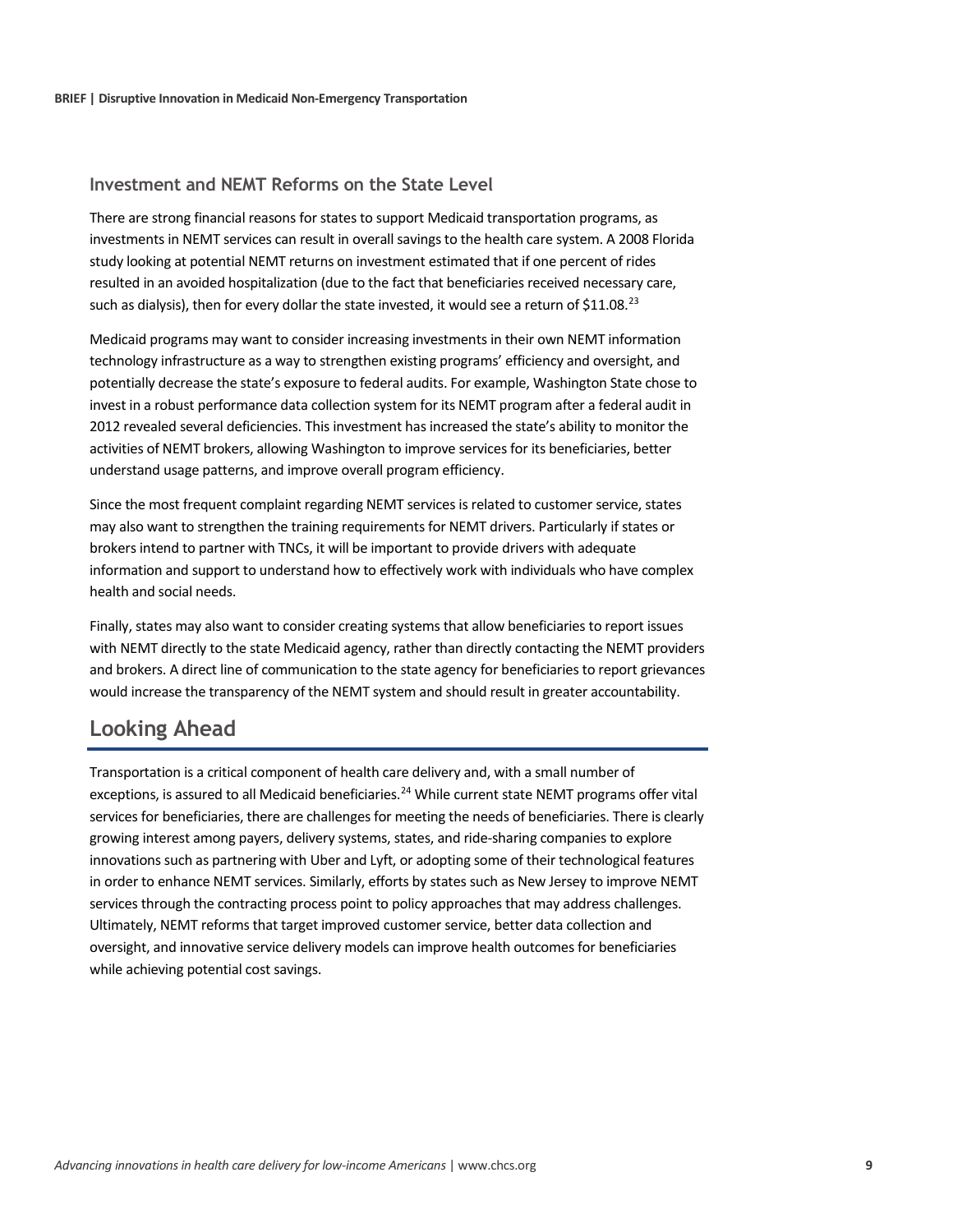### Investment and NEMT Reforms on the State Level

There are strong financial reasons for states to support Medicaid transportation programs, as investments in NEMT services can result in overall savings to the health care system. A 2008 Florida study looking at potential NEMT returns on investment estimated that if one percent of rides resulted in an avoided hospitalization (due to the fact that beneficiaries received necessary care, such as dialysis), then for every dollar the state invested, it would see a return of $11.08.[23]

Medicaid programs may want to consider increasing investments in their own NEMT information technology infrastructure as a way to strengthen existing programs' efficiency and oversight, and potentially decrease the state's exposure to federal audits. For example, Washington State chose to invest in a robust performance data collection system for its NEMT program after a federal audit in 2012 revealed several deficiencies. This investment has increased the state's ability to monitor the activities of NEMT brokers, allowing Washington to improve services for its beneficiaries, better understand usage patterns, and improve overall program efficiency.

Since the most frequent complaint regarding NEMT services is related to customer service, states may also want to strengthen the training requirements for NEMT drivers. Particularly if states or brokers intend to partner with TNCs, it will be important to provide drivers with adequate information and support to understand how to effectively work with individuals who have complex health and social needs.

Finally, states may also want to consider creating systems that allow beneficiaries to report issues with NEMT directly to the state Medicaid agency, rather than directly contacting the NEMT providers and brokers. A direct line of communication to the state agency for beneficiaries to report grievances would increase the transparency of the NEMT system and should result in greater accountability.

## Looking Ahead

Transportation is a critical component of health care delivery and, with a small number of exceptions, is assured to all Medicaid beneficiaries.[24] While current state NEMT programs offer vital services for beneficiaries, there are challenges for meeting the needs of beneficiaries. There is clearly growing interest among payers, delivery systems, states, and ride-sharing companies to explore innovations such as partnering with Uber and Lyft, or adopting some of their technological features in order to enhance NEMT services. Similarly, efforts by states such as New Jersey to improve NEMT services through the contracting process point to policy approaches that may address challenges. Ultimately, NEMT reforms that target improved customer service, better data collection and oversight, and innovative service delivery models can improve health outcomes for beneficiaries while achieving potential cost savings.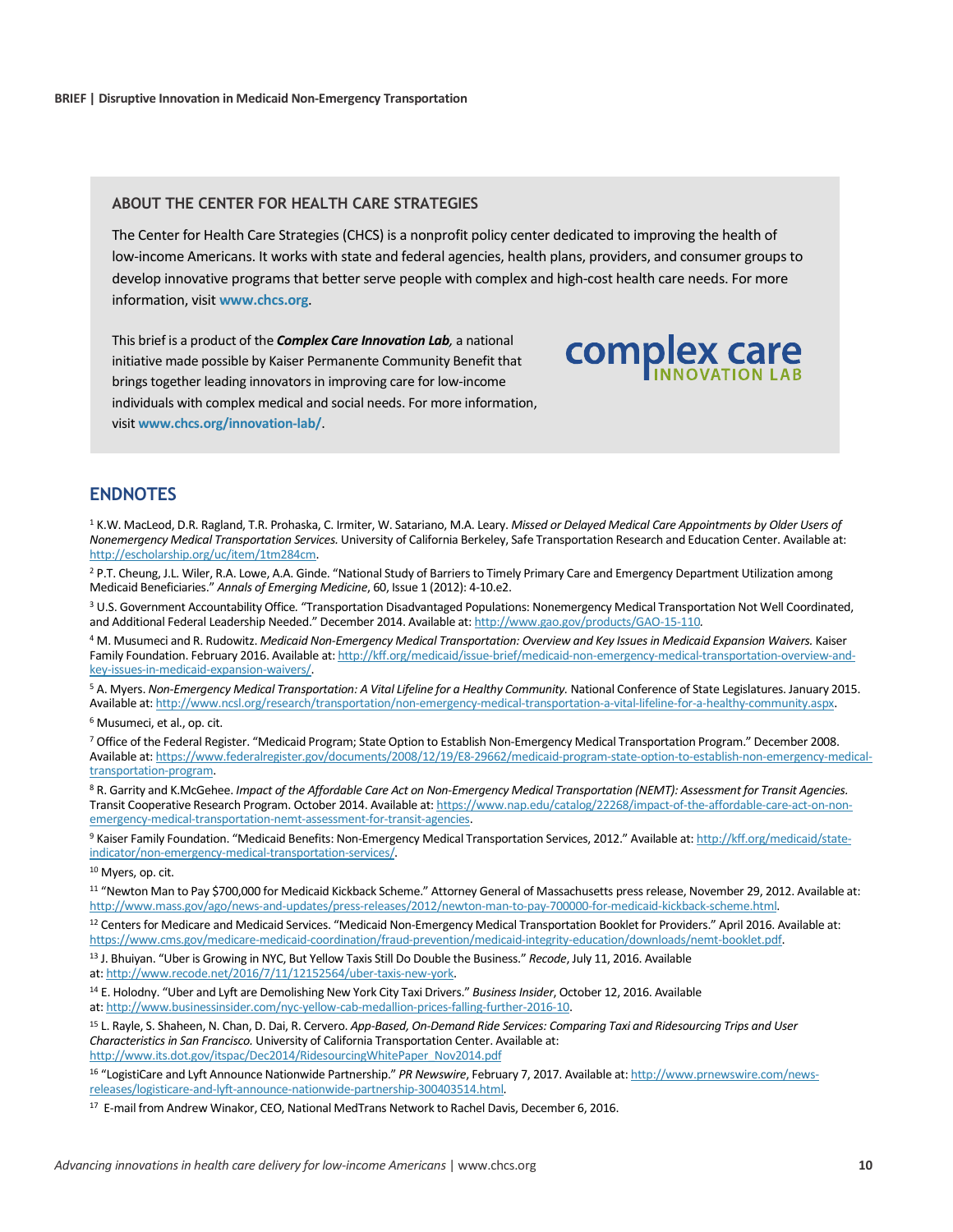## ABOUT THE CENTER FOR HEALTH CARE STRATEGIES

The Center for Health Care Strategies (CHCS) is a nonprofit policy center dedicated to improving the health of low-income Americans. It works with state and federal agencies, health plans, providers, and consumer groups to develop innovative programs that better serve people with complex and high-cost health care needs. For more information, visit **www.chcs.org**.

This brief is a product of the ***Complex Care Innovation Lab***, a national initiative made possible by Kaiser Permanente Community Benefit that brings together leading innovators in improving care for low-income individuals with complex medical and social needs. For more information, visit **www.chcs.org/innovation-lab/**.

## ENDNOTES

[1] K.W. MacLeod, D.R. Ragland, T.R. Prohaska, C. Irmiter, W. Satariano, M.A. Leary. *Missed or Delayed Medical Care Appointments by Older Users of Nonemergency Medical Transportation Services.* University of California Berkeley, Safe Transportation Research and Education Center. Available at: http://escholarship.org/uc/item/1tm284cm.

[2] P.T. Cheung, J.L. Wiler, R.A. Lowe, A.A. Ginde. "National Study of Barriers to Timely Primary Care and Emergency Department Utilization among Medicaid Beneficiaries." *Annals of Emerging Medicine*, 60, Issue 1 (2012): 4-10.e2.

[3] U.S. Government Accountability Office. "Transportation Disadvantaged Populations: Nonemergency Medical Transportation Not Well Coordinated, and Additional Federal Leadership Needed." December 2014. Available at: http://www.gao.gov/products/GAO-15-110.

[4] M. Musumeci and R. Rudowitz. *Medicaid Non-Emergency Medical Transportation: Overview and Key Issues in Medicaid Expansion Waivers.* Kaiser Family Foundation. February 2016. Available at: http://kff.org/medicaid/issue-brief/medicaid-non-emergency-medical-transportation-overview-and-key-issues-in-medicaid-expansion-waivers/.

[5] A. Myers. *Non-Emergency Medical Transportation: A Vital Lifeline for a Healthy Community.* National Conference of State Legislatures. January 2015. Available at: http://www.ncsl.org/research/transportation/non-emergency-medical-transportation-a-vital-lifeline-for-a-healthy-community.aspx.

[6] Musumeci, et al., op. cit.

[7] Office of the Federal Register. "Medicaid Program; State Option to Establish Non-Emergency Medical Transportation Program." December 2008. Available at: https://www.federalregister.gov/documents/2008/12/19/E8-29662/medicaid-program-state-option-to-establish-non-emergency-medical-transportation-program.

[8] R. Garrity and K.McGehee. *Impact of the Affordable Care Act on Non-Emergency Medical Transportation (NEMT): Assessment for Transit Agencies.* Transit Cooperative Research Program. October 2014. Available at: https://www.nap.edu/catalog/22268/impact-of-the-affordable-care-act-on-non-emergency-medical-transportation-nemt-assessment-for-transit-agencies.

[9] Kaiser Family Foundation. "Medicaid Benefits: Non-Emergency Medical Transportation Services, 2012." Available at: http://kff.org/medicaid/state-indicator/non-emergency-medical-transportation-services/.

[10] Myers, op. cit.

[11] "Newton Man to Pay $700,000 for Medicaid Kickback Scheme." Attorney General of Massachusetts press release, November 29, 2012. Available at: http://www.mass.gov/ago/news-and-updates/press-releases/2012/newton-man-to-pay-700000-for-medicaid-kickback-scheme.html.

[12] Centers for Medicare and Medicaid Services. "Medicaid Non-Emergency Medical Transportation Booklet for Providers." April 2016. Available at: https://www.cms.gov/medicare-medicaid-coordination/fraud-prevention/medicaid-integrity-education/downloads/nemt-booklet.pdf.

[13] J. Bhuiyan. "Uber is Growing in NYC, But Yellow Taxis Still Do Double the Business." *Recode*, July 11, 2016. Available at: http://www.recode.net/2016/7/11/12152564/uber-taxis-new-york.

[14] E. Holodny. "Uber and Lyft are Demolishing New York City Taxi Drivers." *Business Insider*, October 12, 2016. Available at: http://www.businessinsider.com/nyc-yellow-cab-medallion-prices-falling-further-2016-10.

[15] L. Rayle, S. Shaheen, N. Chan, D. Dai, R. Cervero. *App-Based, On-Demand Ride Services: Comparing Taxi and Ridesourcing Trips and User Characteristics in San Francisco.* University of California Transportation Center. Available at: http://www.its.dot.gov/itspac/Dec2014/RidesourcingWhitePaper_Nov2014.pdf

[16] "LogistiCare and Lyft Announce Nationwide Partnership." *PR Newswire*, February 7, 2017. Available at: http://www.prnewswire.com/news-releases/logisticare-and-lyft-announce-nationwide-partnership-300403514.html.

[17] E-mail from Andrew Winakor, CEO, National MedTrans Network to Rachel Davis, December 6, 2016.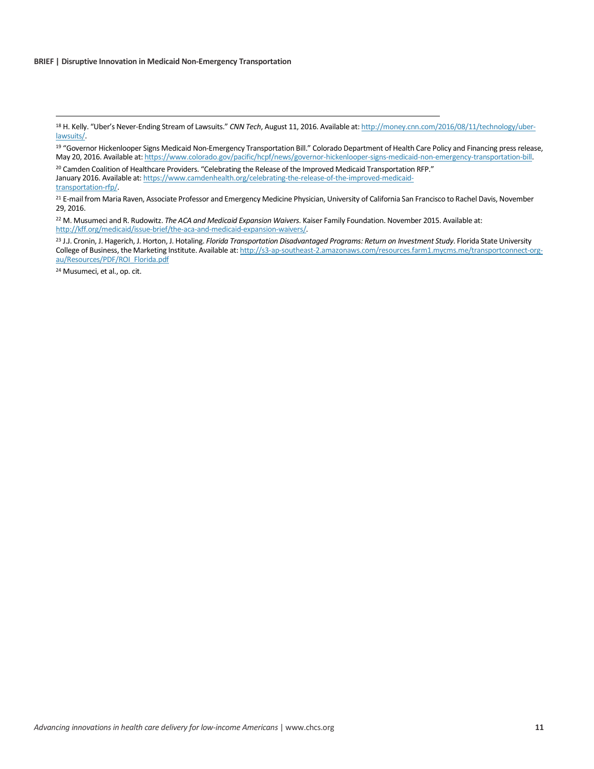[18] H. Kelly. “Uber’s Never-Ending Stream of Lawsuits.” *CNN Tech*, August 11, 2016. Available at: http://money.cnn.com/2016/08/11/technology/uber-lawsuits/.

[19] “Governor Hickenlooper Signs Medicaid Non-Emergency Transportation Bill.” Colorado Department of Health Care Policy and Financing press release, May 20, 2016. Available at: https://www.colorado.gov/pacific/hcpf/news/governor-hickenlooper-signs-medicaid-non-emergency-transportation-bill.

[20] Camden Coalition of Healthcare Providers. “Celebrating the Release of the Improved Medicaid Transportation RFP.” January 2016. Available at: https://www.camdenhealth.org/celebrating-the-release-of-the-improved-medicaid-transportation-rfp/.

[21] E-mail from Maria Raven, Associate Professor and Emergency Medicine Physician, University of California San Francisco to Rachel Davis, November 29, 2016.

[22] M. Musumeci and R. Rudowitz. *The ACA and Medicaid Expansion Waivers.* Kaiser Family Foundation. November 2015. Available at: http://kff.org/medicaid/issue-brief/the-aca-and-medicaid-expansion-waivers/.

[23] J.J. Cronin, J. Hagerich, J. Horton, J. Hotaling. *Florida Transportation Disadvantaged Programs: Return on Investment Study*. Florida State University College of Business, the Marketing Institute. Available at: http://s3-ap-southeast-2.amazonaws.com/resources.farm1.mycms.me/transportconnect-org-au/Resources/PDF/ROI_Florida.pdf

[24] Musumeci, et al., op. cit.